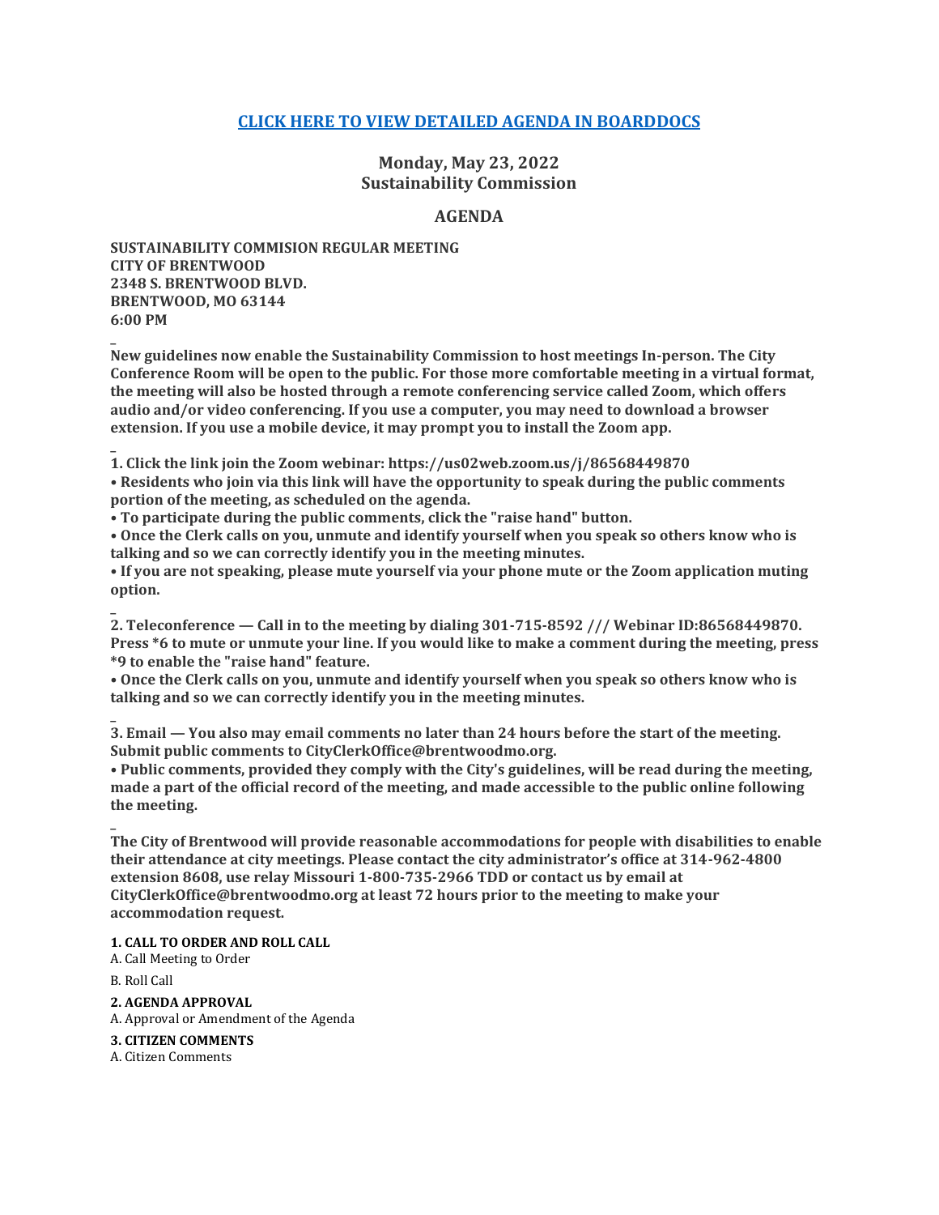## [CLICK HERE TO VIEW DETAILED AGENDA IN BOARDDOCS]

## Monday, May 23, 2022
## Sustainability Commission

## AGENDA

**SUSTAINABILITY COMMISION REGULAR MEETING**
**CITY OF BRENTWOOD**
**2348 S. BRENTWOOD BLVD.**
**BRENTWOOD, MO 63144**
**6:00 PM**

_

**New guidelines now enable the Sustainability Commission to host meetings In-person. The City Conference Room will be open to the public. For those more comfortable meeting in a virtual format, the meeting will also be hosted through a remote conferencing service called Zoom, which offers audio and/or video conferencing. If you use a computer, you may need to download a browser extension. If you use a mobile device, it may prompt you to install the Zoom app.**

_

**1. Click the link join the Zoom webinar: https://us02web.zoom.us/j/86568449870**

**• Residents who join via this link will have the opportunity to speak during the public comments portion of the meeting, as scheduled on the agenda.**

**• To participate during the public comments, click the "raise hand" button.**

**• Once the Clerk calls on you, unmute and identify yourself when you speak so others know who is talking and so we can correctly identify you in the meeting minutes.**

**• If you are not speaking, please mute yourself via your phone mute or the Zoom application muting option.**

_

**2. Teleconference — Call in to the meeting by dialing 301-715-8592 /// Webinar ID:86568449870. Press *6 to mute or unmute your line. If you would like to make a comment during the meeting, press *9 to enable the "raise hand" feature.**

**• Once the Clerk calls on you, unmute and identify yourself when you speak so others know who is talking and so we can correctly identify you in the meeting minutes.**

_

**3. Email — You also may email comments no later than 24 hours before the start of the meeting. Submit public comments to CityClerkOffice@brentwoodmo.org.**

**• Public comments, provided they comply with the City's guidelines, will be read during the meeting, made a part of the official record of the meeting, and made accessible to the public online following the meeting.**

_

**The City of Brentwood will provide reasonable accommodations for people with disabilities to enable their attendance at city meetings. Please contact the city administrator's office at 314-962-4800 extension 8608, use relay Missouri 1-800-735-2966 TDD or contact us by email at CityClerkOffice@brentwoodmo.org at least 72 hours prior to the meeting to make your accommodation request.**

**1. CALL TO ORDER AND ROLL CALL**

A. Call Meeting to Order

B. Roll Call

**2. AGENDA APPROVAL**

A. Approval or Amendment of the Agenda

**3. CITIZEN COMMENTS**

A. Citizen Comments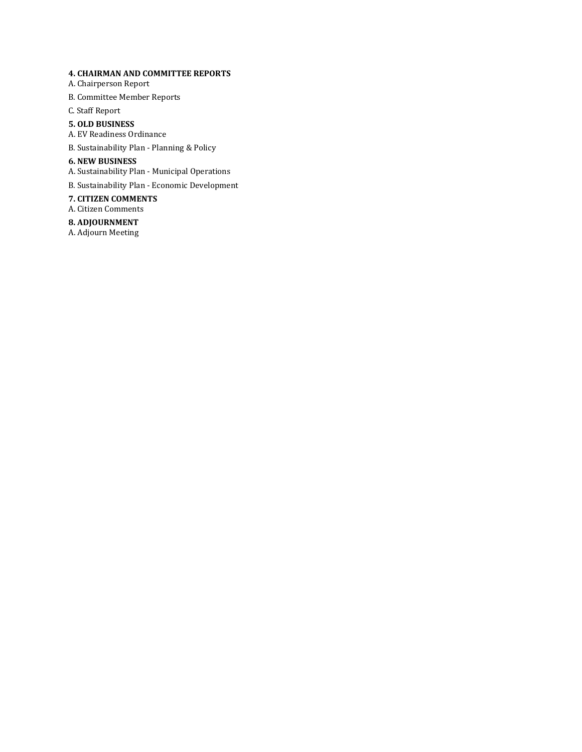**4. CHAIRMAN AND COMMITTEE REPORTS**

A. Chairperson Report

B. Committee Member Reports

C. Staff Report

**5. OLD BUSINESS**

A. EV Readiness Ordinance

B. Sustainability Plan - Planning & Policy

**6. NEW BUSINESS**

A. Sustainability Plan - Municipal Operations

B. Sustainability Plan - Economic Development

**7. CITIZEN COMMENTS**

A. Citizen Comments

**8. ADJOURNMENT**

A. Adjourn Meeting